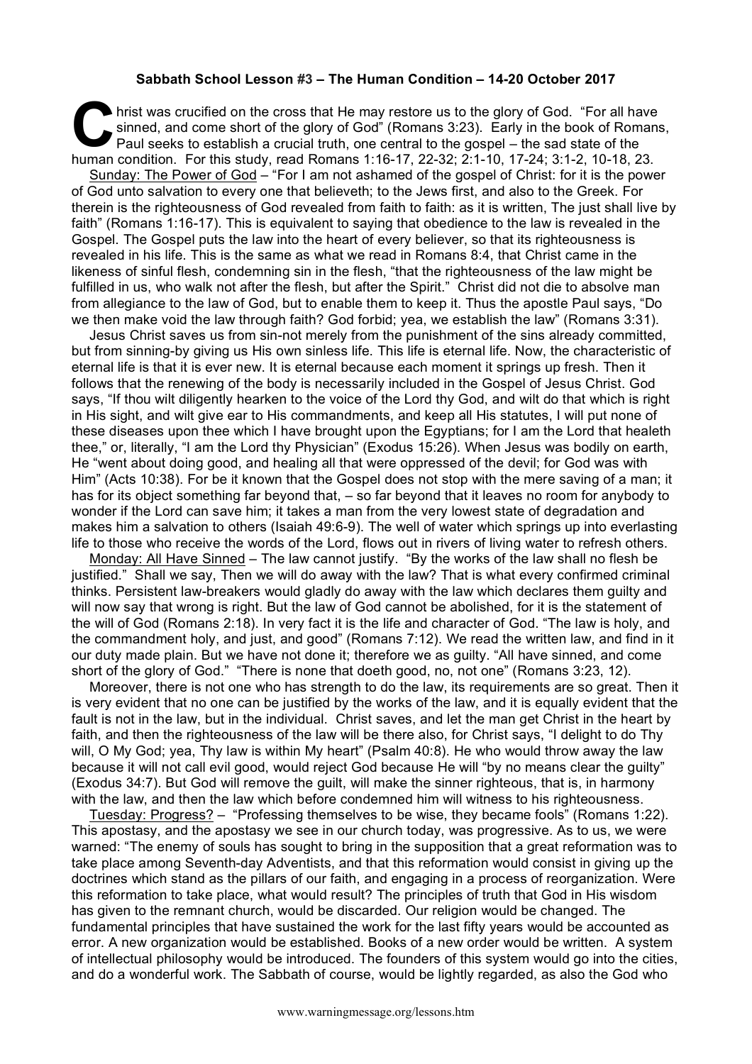**Sabbath School Lesson #3 – The Human Condition – 14-20 October 2017**

Christ was crucified on the cross that He may restore us to the glory of God. "For all have sinned, and come short of the glory of God" (Romans 3:23). Early in the book of Romans, Paul seeks to establish a crucial truth, one central to the gospel – the sad state of the human condition. For this study, read Romans 1:16-17, 22-32; 2:1-10, 17-24; 3:1-2, 10-18, 23.

Sunday: The Power of God – "For I am not ashamed of the gospel of Christ: for it is the power of God unto salvation to every one that believeth; to the Jews first, and also to the Greek. For therein is the righteousness of God revealed from faith to faith: as it is written, The just shall live by faith" (Romans 1:16-17). This is equivalent to saying that obedience to the law is revealed in the Gospel. The Gospel puts the law into the heart of every believer, so that its righteousness is revealed in his life. This is the same as what we read in Romans 8:4, that Christ came in the likeness of sinful flesh, condemning sin in the flesh, "that the righteousness of the law might be fulfilled in us, who walk not after the flesh, but after the Spirit." Christ did not die to absolve man from allegiance to the law of God, but to enable them to keep it. Thus the apostle Paul says, "Do we then make void the law through faith? God forbid; yea, we establish the law" (Romans 3:31).

Jesus Christ saves us from sin-not merely from the punishment of the sins already committed, but from sinning-by giving us His own sinless life. This life is eternal life. Now, the characteristic of eternal life is that it is ever new. It is eternal because each moment it springs up fresh. Then it follows that the renewing of the body is necessarily included in the Gospel of Jesus Christ. God says, "If thou wilt diligently hearken to the voice of the Lord thy God, and wilt do that which is right in His sight, and wilt give ear to His commandments, and keep all His statutes, I will put none of these diseases upon thee which I have brought upon the Egyptians; for I am the Lord that healeth thee," or, literally, "I am the Lord thy Physician" (Exodus 15:26). When Jesus was bodily on earth, He "went about doing good, and healing all that were oppressed of the devil; for God was with Him" (Acts 10:38). For be it known that the Gospel does not stop with the mere saving of a man; it has for its object something far beyond that, – so far beyond that it leaves no room for anybody to wonder if the Lord can save him; it takes a man from the very lowest state of degradation and makes him a salvation to others (Isaiah 49:6-9). The well of water which springs up into everlasting life to those who receive the words of the Lord, flows out in rivers of living water to refresh others.

Monday: All Have Sinned – The law cannot justify. "By the works of the law shall no flesh be justified." Shall we say, Then we will do away with the law? That is what every confirmed criminal thinks. Persistent law-breakers would gladly do away with the law which declares them guilty and will now say that wrong is right. But the law of God cannot be abolished, for it is the statement of the will of God (Romans 2:18). In very fact it is the life and character of God. "The law is holy, and the commandment holy, and just, and good" (Romans 7:12). We read the written law, and find in it our duty made plain. But we have not done it; therefore we as guilty. "All have sinned, and come short of the glory of God." "There is none that doeth good, no, not one" (Romans 3:23, 12).

Moreover, there is not one who has strength to do the law, its requirements are so great. Then it is very evident that no one can be justified by the works of the law, and it is equally evident that the fault is not in the law, but in the individual. Christ saves, and let the man get Christ in the heart by faith, and then the righteousness of the law will be there also, for Christ says, "I delight to do Thy will, O My God; yea, Thy law is within My heart" (Psalm 40:8). He who would throw away the law because it will not call evil good, would reject God because He will "by no means clear the guilty" (Exodus 34:7). But God will remove the guilt, will make the sinner righteous, that is, in harmony with the law, and then the law which before condemned him will witness to his righteousness.

Tuesday: Progress? – "Professing themselves to be wise, they became fools" (Romans 1:22). This apostasy, and the apostasy we see in our church today, was progressive. As to us, we were warned: "The enemy of souls has sought to bring in the supposition that a great reformation was to take place among Seventh-day Adventists, and that this reformation would consist in giving up the doctrines which stand as the pillars of our faith, and engaging in a process of reorganization. Were this reformation to take place, what would result? The principles of truth that God in His wisdom has given to the remnant church, would be discarded. Our religion would be changed. The fundamental principles that have sustained the work for the last fifty years would be accounted as error. A new organization would be established. Books of a new order would be written. A system of intellectual philosophy would be introduced. The founders of this system would go into the cities, and do a wonderful work. The Sabbath of course, would be lightly regarded, as also the God who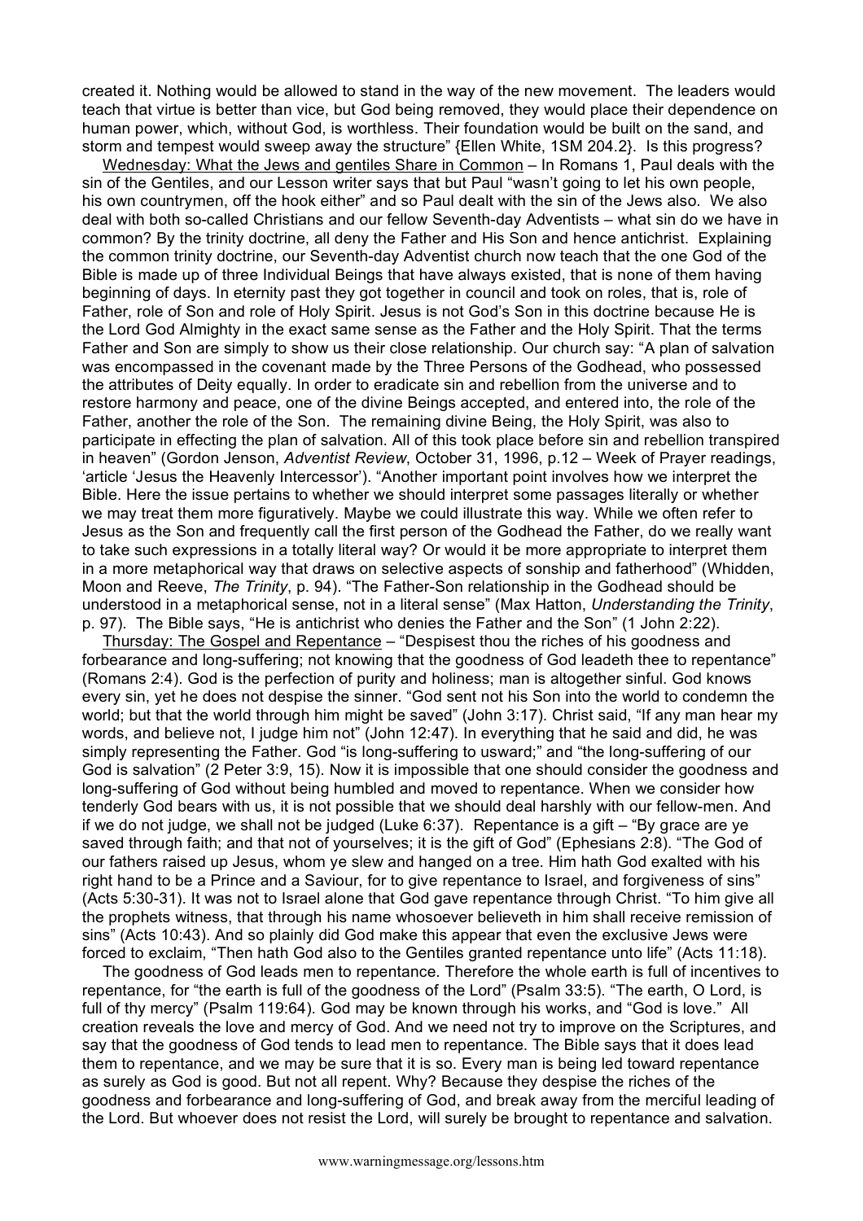created it. Nothing would be allowed to stand in the way of the new movement. The leaders would teach that virtue is better than vice, but God being removed, they would place their dependence on human power, which, without God, is worthless. Their foundation would be built on the sand, and storm and tempest would sweep away the structure" {Ellen White, 1SM 204.2}. Is this progress?

Wednesday: What the Jews and gentiles Share in Common – In Romans 1, Paul deals with the sin of the Gentiles, and our Lesson writer says that but Paul "wasn't going to let his own people, his own countrymen, off the hook either" and so Paul dealt with the sin of the Jews also. We also deal with both so-called Christians and our fellow Seventh-day Adventists – what sin do we have in common? By the trinity doctrine, all deny the Father and His Son and hence antichrist. Explaining the common trinity doctrine, our Seventh-day Adventist church now teach that the one God of the Bible is made up of three Individual Beings that have always existed, that is none of them having beginning of days. In eternity past they got together in council and took on roles, that is, role of Father, role of Son and role of Holy Spirit. Jesus is not God's Son in this doctrine because He is the Lord God Almighty in the exact same sense as the Father and the Holy Spirit. That the terms Father and Son are simply to show us their close relationship. Our church say: "A plan of salvation was encompassed in the covenant made by the Three Persons of the Godhead, who possessed the attributes of Deity equally. In order to eradicate sin and rebellion from the universe and to restore harmony and peace, one of the divine Beings accepted, and entered into, the role of the Father, another the role of the Son. The remaining divine Being, the Holy Spirit, was also to participate in effecting the plan of salvation. All of this took place before sin and rebellion transpired in heaven" (Gordon Jenson, *Adventist Review*, October 31, 1996, p.12 – Week of Prayer readings, 'article 'Jesus the Heavenly Intercessor'). "Another important point involves how we interpret the Bible. Here the issue pertains to whether we should interpret some passages literally or whether we may treat them more figuratively. Maybe we could illustrate this way. While we often refer to Jesus as the Son and frequently call the first person of the Godhead the Father, do we really want to take such expressions in a totally literal way? Or would it be more appropriate to interpret them in a more metaphorical way that draws on selective aspects of sonship and fatherhood" (Whidden, Moon and Reeve, *The Trinity*, p. 94). "The Father-Son relationship in the Godhead should be understood in a metaphorical sense, not in a literal sense" (Max Hatton, *Understanding the Trinity*, p. 97). The Bible says, "He is antichrist who denies the Father and the Son" (1 John 2:22).

Thursday: The Gospel and Repentance – "Despisest thou the riches of his goodness and forbearance and long-suffering; not knowing that the goodness of God leadeth thee to repentance" (Romans 2:4). God is the perfection of purity and holiness; man is altogether sinful. God knows every sin, yet he does not despise the sinner. "God sent not his Son into the world to condemn the world; but that the world through him might be saved" (John 3:17). Christ said, "If any man hear my words, and believe not, I judge him not" (John 12:47). In everything that he said and did, he was simply representing the Father. God "is long-suffering to usward;" and "the long-suffering of our God is salvation" (2 Peter 3:9, 15). Now it is impossible that one should consider the goodness and long-suffering of God without being humbled and moved to repentance. When we consider how tenderly God bears with us, it is not possible that we should deal harshly with our fellow-men. And if we do not judge, we shall not be judged (Luke 6:37). Repentance is a gift – "By grace are ye saved through faith; and that not of yourselves; it is the gift of God" (Ephesians 2:8). "The God of our fathers raised up Jesus, whom ye slew and hanged on a tree. Him hath God exalted with his right hand to be a Prince and a Saviour, for to give repentance to Israel, and forgiveness of sins" (Acts 5:30-31). It was not to Israel alone that God gave repentance through Christ. "To him give all the prophets witness, that through his name whosoever believeth in him shall receive remission of sins" (Acts 10:43). And so plainly did God make this appear that even the exclusive Jews were forced to exclaim, "Then hath God also to the Gentiles granted repentance unto life" (Acts 11:18).

The goodness of God leads men to repentance. Therefore the whole earth is full of incentives to repentance, for "the earth is full of the goodness of the Lord" (Psalm 33:5). "The earth, O Lord, is full of thy mercy" (Psalm 119:64). God may be known through his works, and "God is love." All creation reveals the love and mercy of God. And we need not try to improve on the Scriptures, and say that the goodness of God tends to lead men to repentance. The Bible says that it does lead them to repentance, and we may be sure that it is so. Every man is being led toward repentance as surely as God is good. But not all repent. Why? Because they despise the riches of the goodness and forbearance and long-suffering of God, and break away from the merciful leading of the Lord. But whoever does not resist the Lord, will surely be brought to repentance and salvation.

www.warningmessage.org/lessons.htm